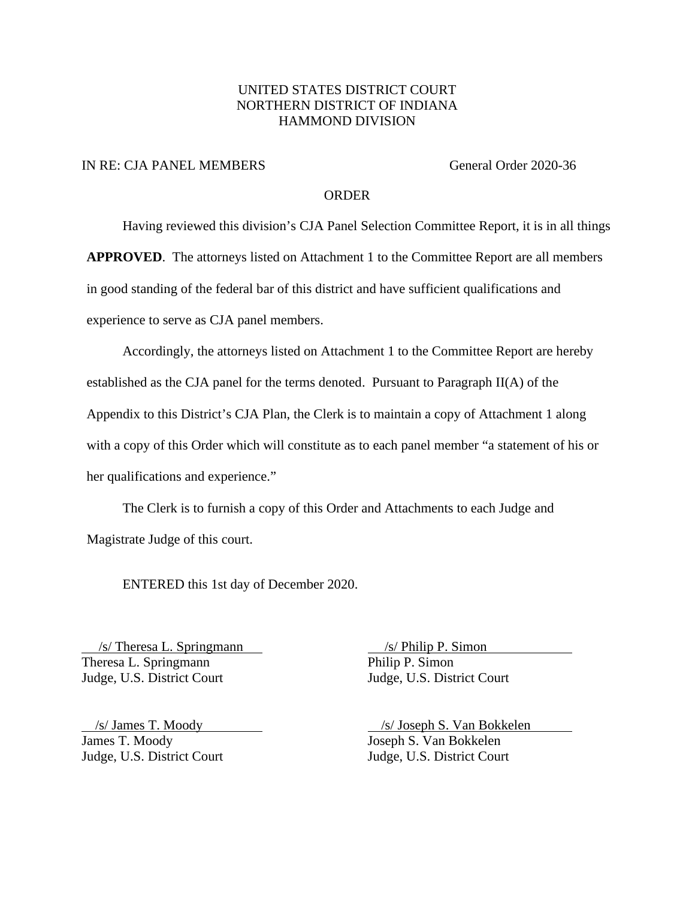UNITED STATES DISTRICT COURT
NORTHERN DISTRICT OF INDIANA
HAMMOND DIVISION

IN RE: CJA PANEL MEMBERS General Order 2020-36

ORDER

Having reviewed this division's CJA Panel Selection Committee Report, it is in all things **APPROVED**. The attorneys listed on Attachment 1 to the Committee Report are all members in good standing of the federal bar of this district and have sufficient qualifications and experience to serve as CJA panel members.

Accordingly, the attorneys listed on Attachment 1 to the Committee Report are hereby established as the CJA panel for the terms denoted. Pursuant to Paragraph II(A) of the Appendix to this District's CJA Plan, the Clerk is to maintain a copy of Attachment 1 along with a copy of this Order which will constitute as to each panel member "a statement of his or her qualifications and experience."

The Clerk is to furnish a copy of this Order and Attachments to each Judge and Magistrate Judge of this court.

ENTERED this 1st day of December 2020.

/s/ Theresa L. Springmann
Theresa L. Springmann
Judge, U.S. District Court

/s/ Philip P. Simon
Philip P. Simon
Judge, U.S. District Court

/s/ James T. Moody
James T. Moody
Judge, U.S. District Court

/s/ Joseph S. Van Bokkelen
Joseph S. Van Bokkelen
Judge, U.S. District Court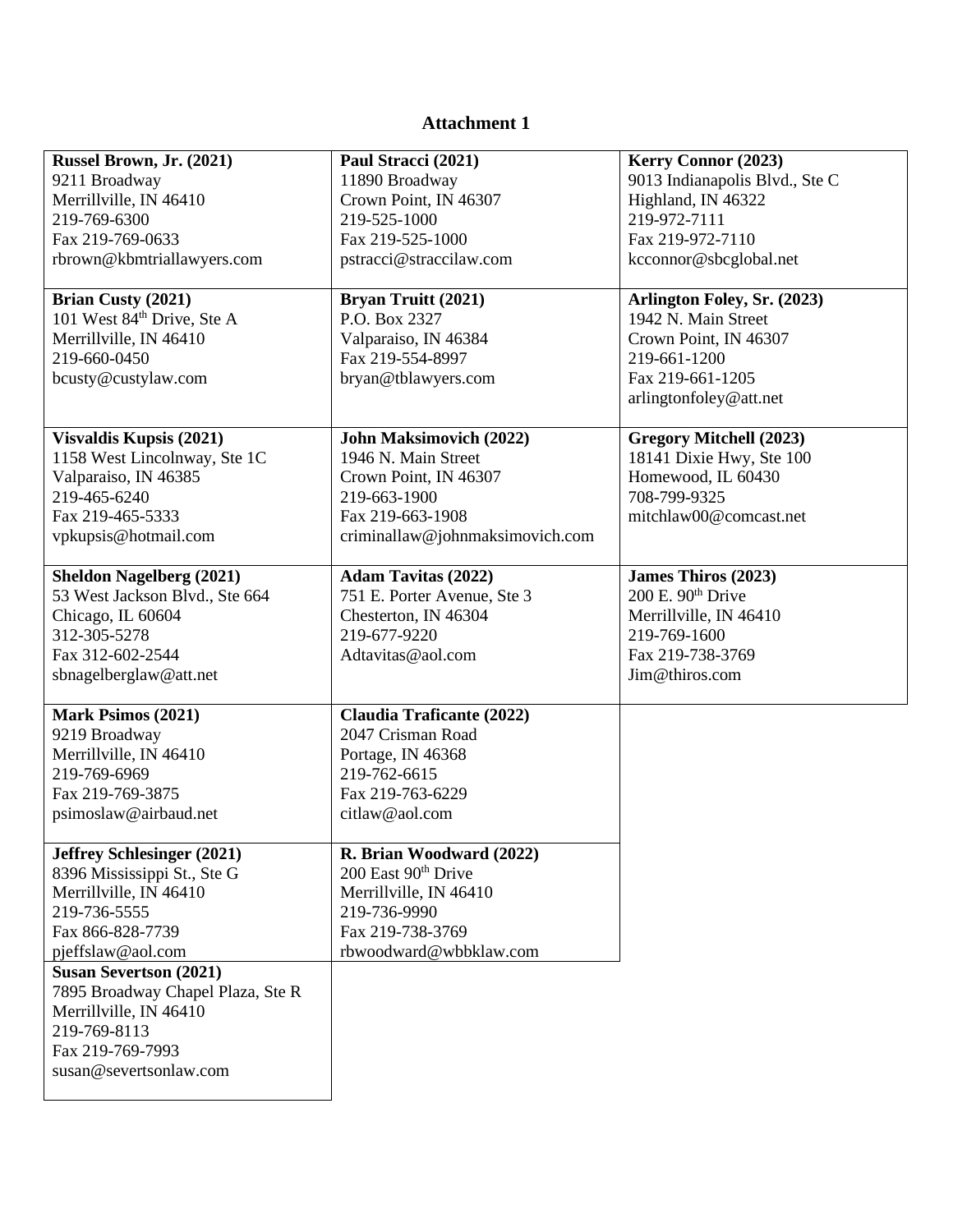# Attachment 1

| | | |
|---|---|---|
| **Russel Brown, Jr. (2021)**<br>9211 Broadway<br>Merrillville, IN 46410<br>219-769-6300<br>Fax 219-769-0633<br>rbrown@kbmtriallawyers.com | **Paul Stracci (2021)**<br>11890 Broadway<br>Crown Point, IN 46307<br>219-525-1000<br>Fax 219-525-1000<br>pstracci@straccilaw.com | **Kerry Connor (2023)**<br>9013 Indianapolis Blvd., Ste C<br>Highland, IN 46322<br>219-972-7111<br>Fax 219-972-7110<br>kcconnor@sbcglobal.net |
| **Brian Custy (2021)**<br>101 West 84th Drive, Ste A<br>Merrillville, IN 46410<br>219-660-0450<br>bcusty@custylaw.com | **Bryan Truitt (2021)**<br>P.O. Box 2327<br>Valparaiso, IN 46384<br>Fax 219-554-8997<br>bryan@tblawyers.com | **Arlington Foley, Sr. (2023)**<br>1942 N. Main Street<br>Crown Point, IN 46307<br>219-661-1200<br>Fax 219-661-1205<br>arlingtonfoley@att.net |
| **Visvaldis Kupsis (2021)**<br>1158 West Lincolnway, Ste 1C<br>Valparaiso, IN 46385<br>219-465-6240<br>Fax 219-465-5333<br>vpkupsis@hotmail.com | **John Maksimovich (2022)**<br>1946 N. Main Street<br>Crown Point, IN 46307<br>219-663-1900<br>Fax 219-663-1908<br>criminallaw@johnmaksimovich.com | **Gregory Mitchell (2023)**<br>18141 Dixie Hwy, Ste 100<br>Homewood, IL 60430<br>708-799-9325<br>mitchlaw00@comcast.net |
| **Sheldon Nagelberg (2021)**<br>53 West Jackson Blvd., Ste 664<br>Chicago, IL 60604<br>312-305-5278<br>Fax 312-602-2544<br>sbnagelberglaw@att.net | **Adam Tavitas (2022)**<br>751 E. Porter Avenue, Ste 3<br>Chesterton, IN 46304<br>219-677-9220<br>Adtavitas@aol.com | **James Thiros (2023)**<br>200 E. 90th Drive<br>Merrillville, IN 46410<br>219-769-1600<br>Fax 219-738-3769<br>Jim@thiros.com |
| **Mark Psimos (2021)**<br>9219 Broadway<br>Merrillville, IN 46410<br>219-769-6969<br>Fax 219-769-3875<br>psimoslaw@airbaud.net | **Claudia Traficante (2022)**<br>2047 Crisman Road<br>Portage, IN 46368<br>219-762-6615<br>Fax 219-763-6229<br>citlaw@aol.com | |
| **Jeffrey Schlesinger (2021)**<br>8396 Mississippi St., Ste G<br>Merrillville, IN 46410<br>219-736-5555<br>Fax 866-828-7739<br>pjeffslaw@aol.com | **R. Brian Woodward (2022)**<br>200 East 90th Drive<br>Merrillville, IN 46410<br>219-736-9990<br>Fax 219-738-3769<br>rbwoodward@wbbklaw.com | |
| **Susan Severtson (2021)**<br>7895 Broadway Chapel Plaza, Ste R<br>Merrillville, IN 46410<br>219-769-8113<br>Fax 219-769-7993<br>susan@severtsonlaw.com | | |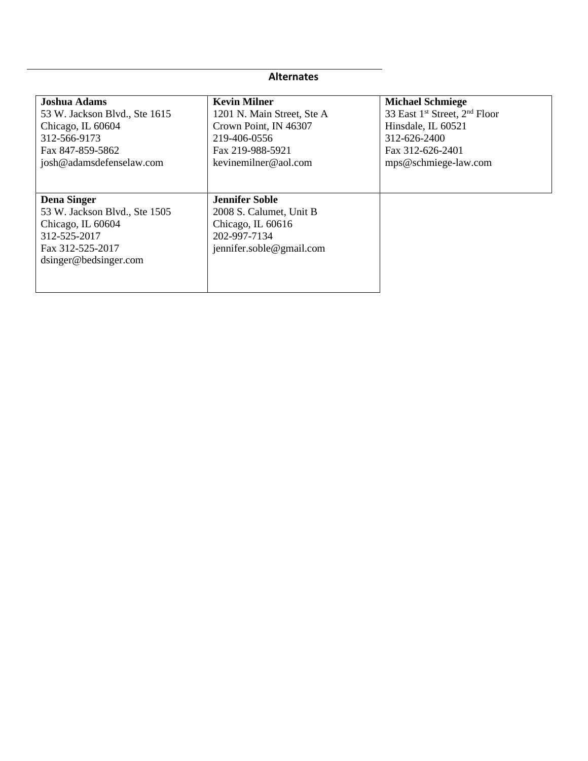## Alternates

| | | |
|---|---|---|
| **Joshua Adams**<br>53 W. Jackson Blvd., Ste 1615<br>Chicago, IL 60604<br>312-566-9173<br>Fax 847-859-5862<br>josh@adamsdefenselaw.com | **Kevin Milner**<br>1201 N. Main Street, Ste A<br>Crown Point, IN 46307<br>219-406-0556<br>Fax 219-988-5921<br>kevinemilner@aol.com | **Michael Schmiege**<br>33 East 1st Street, 2nd Floor<br>Hinsdale, IL 60521<br>312-626-2400<br>Fax 312-626-2401<br>mps@schmiege-law.com |
| **Dena Singer**<br>53 W. Jackson Blvd., Ste 1505<br>Chicago, IL 60604<br>312-525-2017<br>Fax 312-525-2017<br>dsinger@bedsinger.com | **Jennifer Soble**<br>2008 S. Calumet, Unit B<br>Chicago, IL 60616<br>202-997-7134<br>jennifer.soble@gmail.com | |